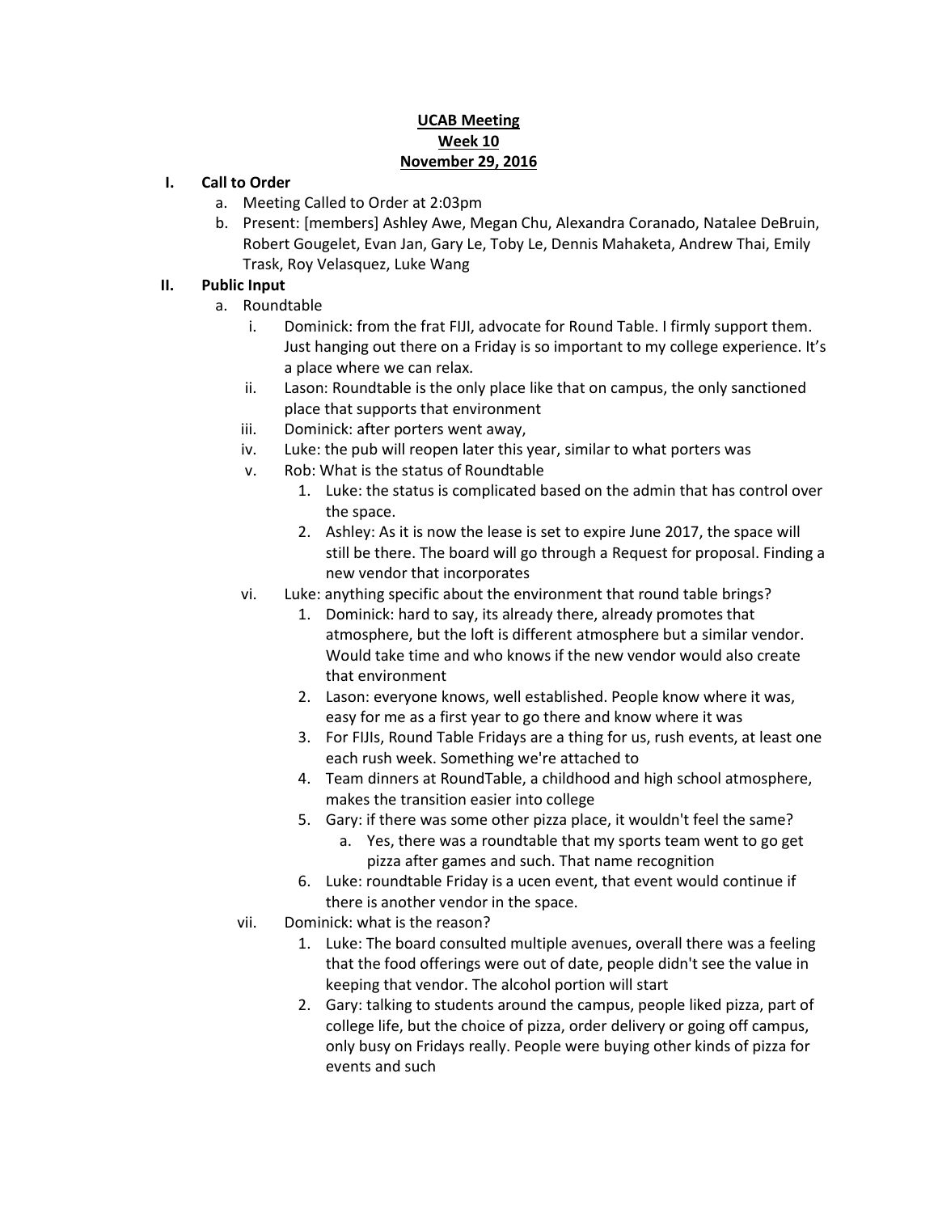**UCAB Meeting**
**Week 10**
**November 29, 2016**

**I. Call to Order**

a. Meeting Called to Order at 2:03pm
b. Present: [members] Ashley Awe, Megan Chu, Alexandra Coranado, Natalee DeBruin, Robert Gougelet, Evan Jan, Gary Le, Toby Le, Dennis Mahaketa, Andrew Thai, Emily Trask, Roy Velasquez, Luke Wang

**II. Public Input**

a. Roundtable
   i. Dominick: from the frat FIJI, advocate for Round Table. I firmly support them. Just hanging out there on a Friday is so important to my college experience. It's a place where we can relax.
   ii. Lason: Roundtable is the only place like that on campus, the only sanctioned place that supports that environment
   iii. Dominick: after porters went away,
   iv. Luke: the pub will reopen later this year, similar to what porters was
   v. Rob: What is the status of Roundtable
      1. Luke: the status is complicated based on the admin that has control over the space.
      2. Ashley: As it is now the lease is set to expire June 2017, the space will still be there. The board will go through a Request for proposal. Finding a new vendor that incorporates
   vi. Luke: anything specific about the environment that round table brings?
      1. Dominick: hard to say, its already there, already promotes that atmosphere, but the loft is different atmosphere but a similar vendor. Would take time and who knows if the new vendor would also create that environment
      2. Lason: everyone knows, well established. People know where it was, easy for me as a first year to go there and know where it was
      3. For FIJIs, Round Table Fridays are a thing for us, rush events, at least one each rush week. Something we're attached to
      4. Team dinners at RoundTable, a childhood and high school atmosphere, makes the transition easier into college
      5. Gary: if there was some other pizza place, it wouldn't feel the same?
         a. Yes, there was a roundtable that my sports team went to go get pizza after games and such. That name recognition
      6. Luke: roundtable Friday is a ucen event, that event would continue if there is another vendor in the space.
   vii. Dominick: what is the reason?
      1. Luke: The board consulted multiple avenues, overall there was a feeling that the food offerings were out of date, people didn't see the value in keeping that vendor. The alcohol portion will start
      2. Gary: talking to students around the campus, people liked pizza, part of college life, but the choice of pizza, order delivery or going off campus, only busy on Fridays really. People were buying other kinds of pizza for events and such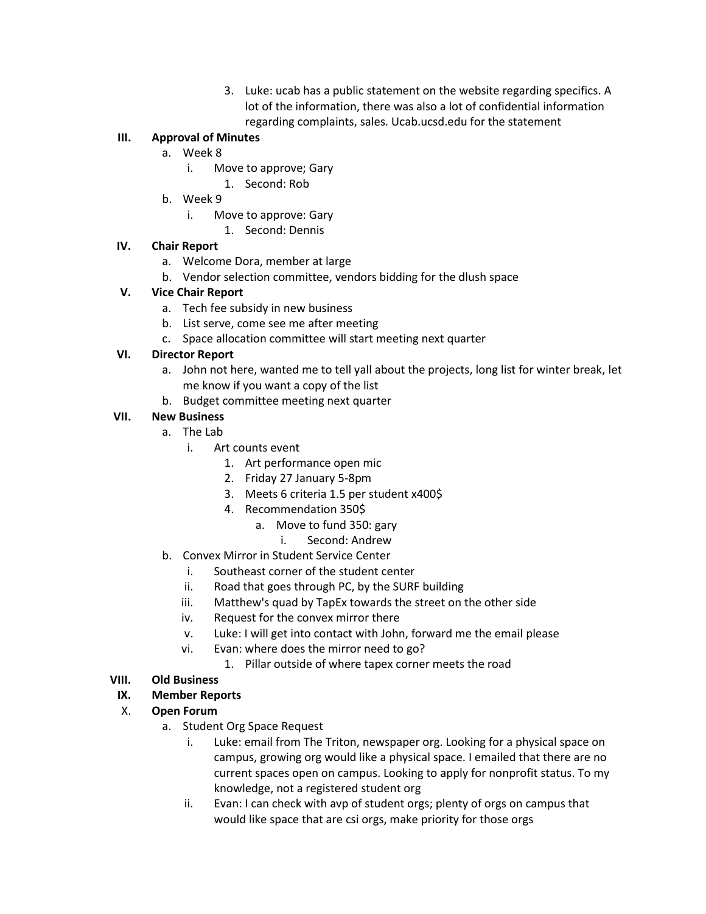3. Luke: ucab has a public statement on the website regarding specifics. A lot of the information, there was also a lot of confidential information regarding complaints, sales. Ucab.ucsd.edu for the statement

**III. Approval of Minutes**

- a. Week 8
  - i. Move to approve; Gary
    - 1. Second: Rob
- b. Week 9
  - i. Move to approve: Gary
    - 1. Second: Dennis

**IV. Chair Report**

- a. Welcome Dora, member at large
- b. Vendor selection committee, vendors bidding for the dlush space

**V. Vice Chair Report**

- a. Tech fee subsidy in new business
- b. List serve, come see me after meeting
- c. Space allocation committee will start meeting next quarter

**VI. Director Report**

- a. John not here, wanted me to tell yall about the projects, long list for winter break, let me know if you want a copy of the list
- b. Budget committee meeting next quarter

**VII. New Business**

- a. The Lab
  - i. Art counts event
    - 1. Art performance open mic
    - 2. Friday 27 January 5-8pm
    - 3. Meets 6 criteria 1.5 per student x400$
    - 4. Recommendation 350$
      - a. Move to fund 350: gary
        - i. Second: Andrew
- b. Convex Mirror in Student Service Center
  - i. Southeast corner of the student center
  - ii. Road that goes through PC, by the SURF building
  - iii. Matthew's quad by TapEx towards the street on the other side
  - iv. Request for the convex mirror there
  - v. Luke: I will get into contact with John, forward me the email please
  - vi. Evan: where does the mirror need to go?
    - 1. Pillar outside of where tapex corner meets the road

**VIII. Old Business**

**IX. Member Reports**

**X. Open Forum**

- a. Student Org Space Request
  - i. Luke: email from The Triton, newspaper org. Looking for a physical space on campus, growing org would like a physical space. I emailed that there are no current spaces open on campus. Looking to apply for nonprofit status. To my knowledge, not a registered student org
  - ii. Evan: I can check with avp of student orgs; plenty of orgs on campus that would like space that are csi orgs, make priority for those orgs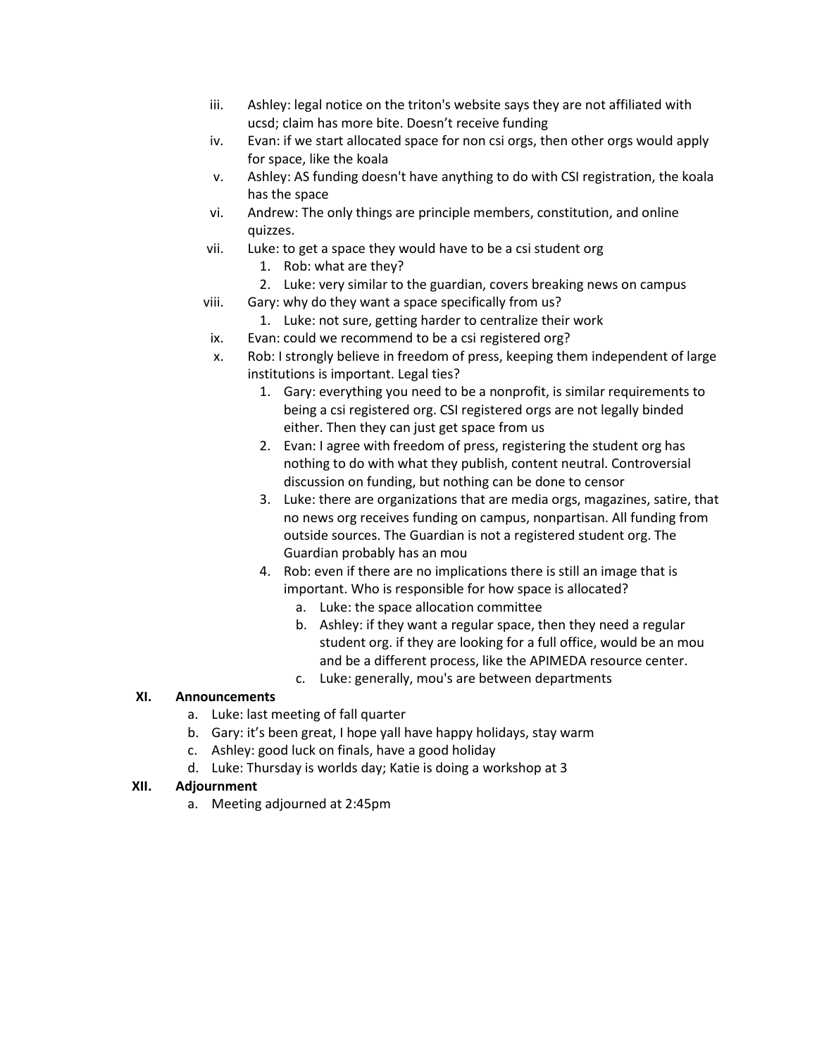iii. Ashley: legal notice on the triton's website says they are not affiliated with ucsd; claim has more bite. Doesn't receive funding

iv. Evan: if we start allocated space for non csi orgs, then other orgs would apply for space, like the koala

v. Ashley: AS funding doesn't have anything to do with CSI registration, the koala has the space

vi. Andrew: The only things are principle members, constitution, and online quizzes.

vii. Luke: to get a space they would have to be a csi student org
   1. Rob: what are they?
   2. Luke: very similar to the guardian, covers breaking news on campus

viii. Gary: why do they want a space specifically from us?
   1. Luke: not sure, getting harder to centralize their work

ix. Evan: could we recommend to be a csi registered org?

x. Rob: I strongly believe in freedom of press, keeping them independent of large institutions is important. Legal ties?
   1. Gary: everything you need to be a nonprofit, is similar requirements to being a csi registered org. CSI registered orgs are not legally binded either. Then they can just get space from us
   2. Evan: I agree with freedom of press, registering the student org has nothing to do with what they publish, content neutral. Controversial discussion on funding, but nothing can be done to censor
   3. Luke: there are organizations that are media orgs, magazines, satire, that no news org receives funding on campus, nonpartisan. All funding from outside sources. The Guardian is not a registered student org. The Guardian probably has an mou
   4. Rob: even if there are no implications there is still an image that is important. Who is responsible for how space is allocated?
      a. Luke: the space allocation committee
      b. Ashley: if they want a regular space, then they need a regular student org. if they are looking for a full office, would be an mou and be a different process, like the APIMEDA resource center.
      c. Luke: generally, mou's are between departments

## XI. Announcements

a. Luke: last meeting of fall quarter
b. Gary: it's been great, I hope yall have happy holidays, stay warm
c. Ashley: good luck on finals, have a good holiday
d. Luke: Thursday is worlds day; Katie is doing a workshop at 3

## XII. Adjournment

a. Meeting adjourned at 2:45pm